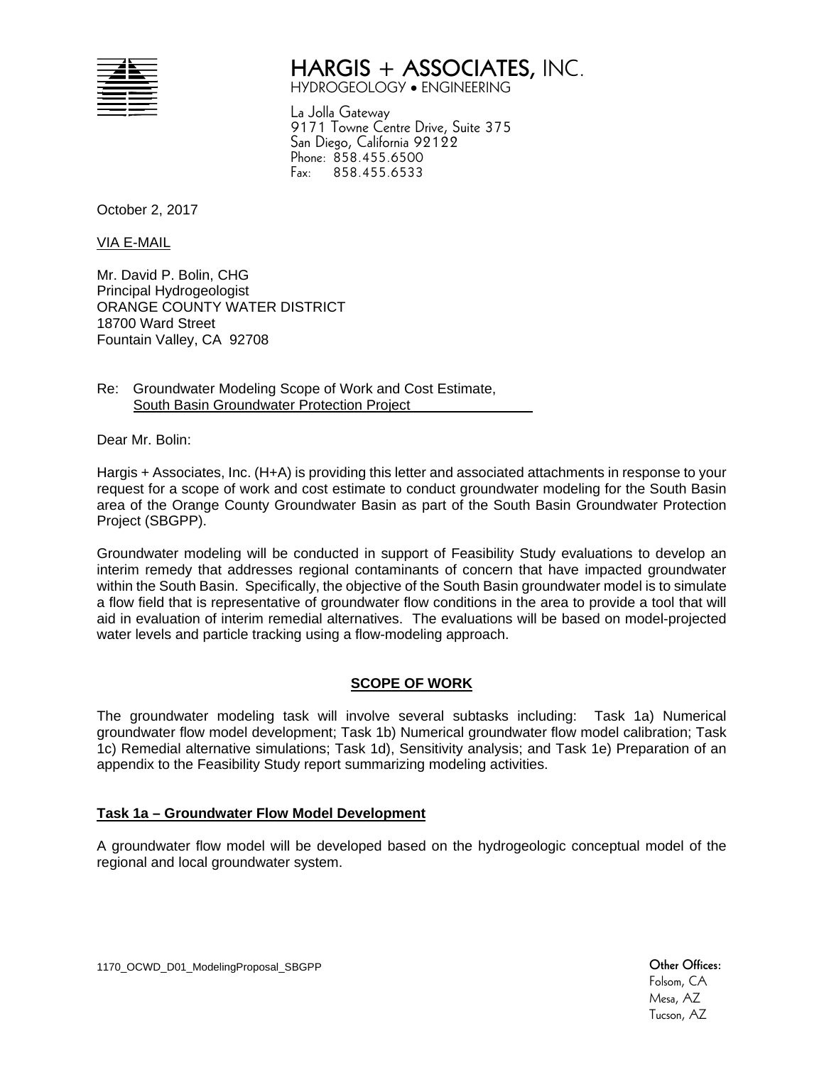**HARGIS + ASSOCIATES, INC.**
HYDROGEOLOGY • ENGINEERING

La Jolla Gateway
9171 Towne Centre Drive, Suite 375
San Diego, California 92122
Phone: 858.455.6500
Fax: 858.455.6533

October 2, 2017

VIA E-MAIL

Mr. David P. Bolin, CHG
Principal Hydrogeologist
ORANGE COUNTY WATER DISTRICT
18700 Ward Street
Fountain Valley, CA 92708

Re: Groundwater Modeling Scope of Work and Cost Estimate, South Basin Groundwater Protection Project

Dear Mr. Bolin:

Hargis + Associates, Inc. (H+A) is providing this letter and associated attachments in response to your request for a scope of work and cost estimate to conduct groundwater modeling for the South Basin area of the Orange County Groundwater Basin as part of the South Basin Groundwater Protection Project (SBGPP).

Groundwater modeling will be conducted in support of Feasibility Study evaluations to develop an interim remedy that addresses regional contaminants of concern that have impacted groundwater within the South Basin. Specifically, the objective of the South Basin groundwater model is to simulate a flow field that is representative of groundwater flow conditions in the area to provide a tool that will aid in evaluation of interim remedial alternatives. The evaluations will be based on model-projected water levels and particle tracking using a flow-modeling approach.

## SCOPE OF WORK

The groundwater modeling task will involve several subtasks including: Task 1a) Numerical groundwater flow model development; Task 1b) Numerical groundwater flow model calibration; Task 1c) Remedial alternative simulations; Task 1d), Sensitivity analysis; and Task 1e) Preparation of an appendix to the Feasibility Study report summarizing modeling activities.

### Task 1a – Groundwater Flow Model Development

A groundwater flow model will be developed based on the hydrogeologic conceptual model of the regional and local groundwater system.

1170_OCWD_D01_ModelingProposal_SBGPP

Other Offices:
Folsom, CA
Mesa, AZ
Tucson, AZ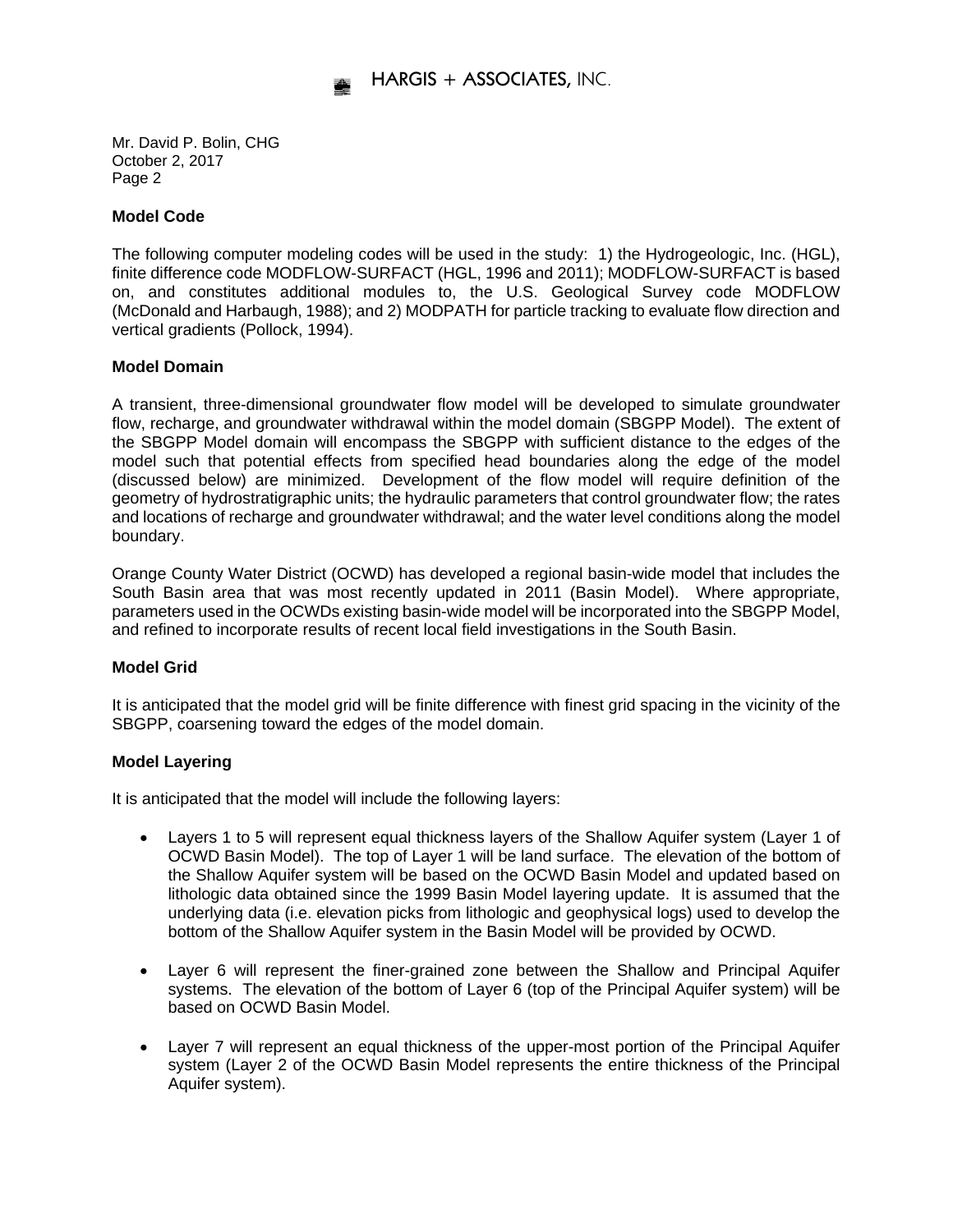Mr. David P. Bolin, CHG
October 2, 2017
Page 2

**Model Code**

The following computer modeling codes will be used in the study: 1) the Hydrogeologic, Inc. (HGL), finite difference code MODFLOW-SURFACT (HGL, 1996 and 2011); MODFLOW-SURFACT is based on, and constitutes additional modules to, the U.S. Geological Survey code MODFLOW (McDonald and Harbaugh, 1988); and 2) MODPATH for particle tracking to evaluate flow direction and vertical gradients (Pollock, 1994).

**Model Domain**

A transient, three-dimensional groundwater flow model will be developed to simulate groundwater flow, recharge, and groundwater withdrawal within the model domain (SBGPP Model). The extent of the SBGPP Model domain will encompass the SBGPP with sufficient distance to the edges of the model such that potential effects from specified head boundaries along the edge of the model (discussed below) are minimized. Development of the flow model will require definition of the geometry of hydrostratigraphic units; the hydraulic parameters that control groundwater flow; the rates and locations of recharge and groundwater withdrawal; and the water level conditions along the model boundary.

Orange County Water District (OCWD) has developed a regional basin-wide model that includes the South Basin area that was most recently updated in 2011 (Basin Model). Where appropriate, parameters used in the OCWDs existing basin-wide model will be incorporated into the SBGPP Model, and refined to incorporate results of recent local field investigations in the South Basin.

**Model Grid**

It is anticipated that the model grid will be finite difference with finest grid spacing in the vicinity of the SBGPP, coarsening toward the edges of the model domain.

**Model Layering**

It is anticipated that the model will include the following layers:

- Layers 1 to 5 will represent equal thickness layers of the Shallow Aquifer system (Layer 1 of OCWD Basin Model). The top of Layer 1 will be land surface. The elevation of the bottom of the Shallow Aquifer system will be based on the OCWD Basin Model and updated based on lithologic data obtained since the 1999 Basin Model layering update. It is assumed that the underlying data (i.e. elevation picks from lithologic and geophysical logs) used to develop the bottom of the Shallow Aquifer system in the Basin Model will be provided by OCWD.

- Layer 6 will represent the finer-grained zone between the Shallow and Principal Aquifer systems. The elevation of the bottom of Layer 6 (top of the Principal Aquifer system) will be based on OCWD Basin Model.

- Layer 7 will represent an equal thickness of the upper-most portion of the Principal Aquifer system (Layer 2 of the OCWD Basin Model represents the entire thickness of the Principal Aquifer system).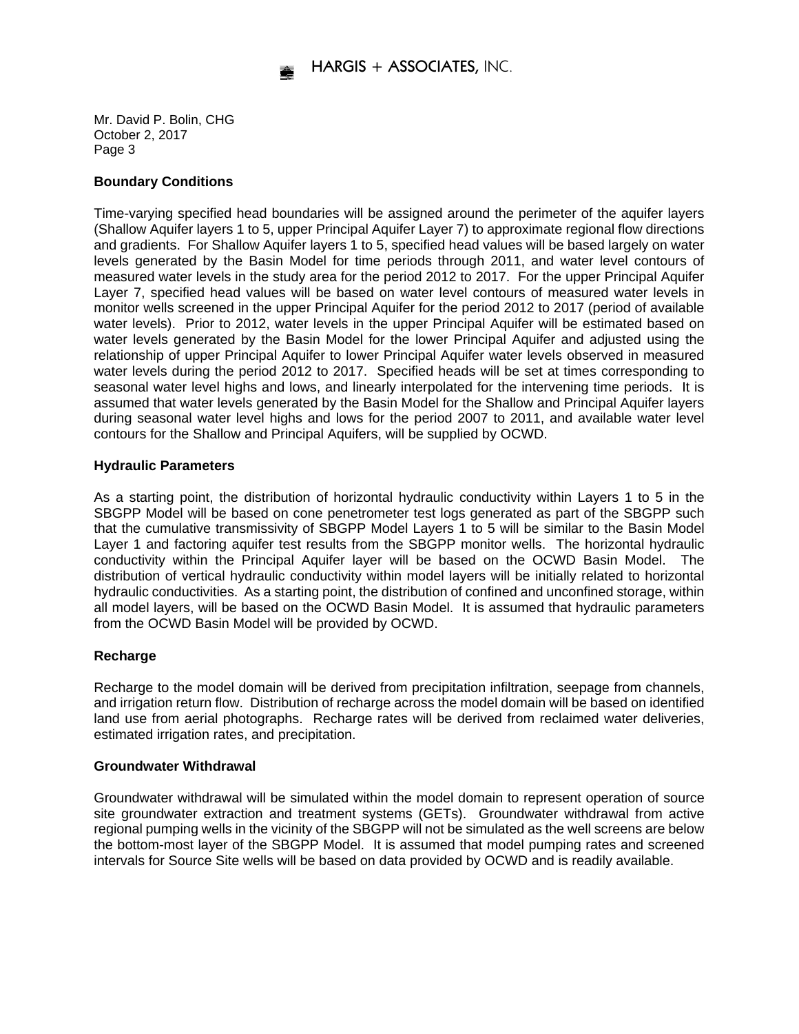Mr. David P. Bolin, CHG
October 2, 2017
Page 3

**Boundary Conditions**

Time-varying specified head boundaries will be assigned around the perimeter of the aquifer layers (Shallow Aquifer layers 1 to 5, upper Principal Aquifer Layer 7) to approximate regional flow directions and gradients. For Shallow Aquifer layers 1 to 5, specified head values will be based largely on water levels generated by the Basin Model for time periods through 2011, and water level contours of measured water levels in the study area for the period 2012 to 2017. For the upper Principal Aquifer Layer 7, specified head values will be based on water level contours of measured water levels in monitor wells screened in the upper Principal Aquifer for the period 2012 to 2017 (period of available water levels). Prior to 2012, water levels in the upper Principal Aquifer will be estimated based on water levels generated by the Basin Model for the lower Principal Aquifer and adjusted using the relationship of upper Principal Aquifer to lower Principal Aquifer water levels observed in measured water levels during the period 2012 to 2017. Specified heads will be set at times corresponding to seasonal water level highs and lows, and linearly interpolated for the intervening time periods. It is assumed that water levels generated by the Basin Model for the Shallow and Principal Aquifer layers during seasonal water level highs and lows for the period 2007 to 2011, and available water level contours for the Shallow and Principal Aquifers, will be supplied by OCWD.

**Hydraulic Parameters**

As a starting point, the distribution of horizontal hydraulic conductivity within Layers 1 to 5 in the SBGPP Model will be based on cone penetrometer test logs generated as part of the SBGPP such that the cumulative transmissivity of SBGPP Model Layers 1 to 5 will be similar to the Basin Model Layer 1 and factoring aquifer test results from the SBGPP monitor wells. The horizontal hydraulic conductivity within the Principal Aquifer layer will be based on the OCWD Basin Model. The distribution of vertical hydraulic conductivity within model layers will be initially related to horizontal hydraulic conductivities. As a starting point, the distribution of confined and unconfined storage, within all model layers, will be based on the OCWD Basin Model. It is assumed that hydraulic parameters from the OCWD Basin Model will be provided by OCWD.

**Recharge**

Recharge to the model domain will be derived from precipitation infiltration, seepage from channels, and irrigation return flow. Distribution of recharge across the model domain will be based on identified land use from aerial photographs. Recharge rates will be derived from reclaimed water deliveries, estimated irrigation rates, and precipitation.

**Groundwater Withdrawal**

Groundwater withdrawal will be simulated within the model domain to represent operation of source site groundwater extraction and treatment systems (GETs). Groundwater withdrawal from active regional pumping wells in the vicinity of the SBGPP will not be simulated as the well screens are below the bottom-most layer of the SBGPP Model. It is assumed that model pumping rates and screened intervals for Source Site wells will be based on data provided by OCWD and is readily available.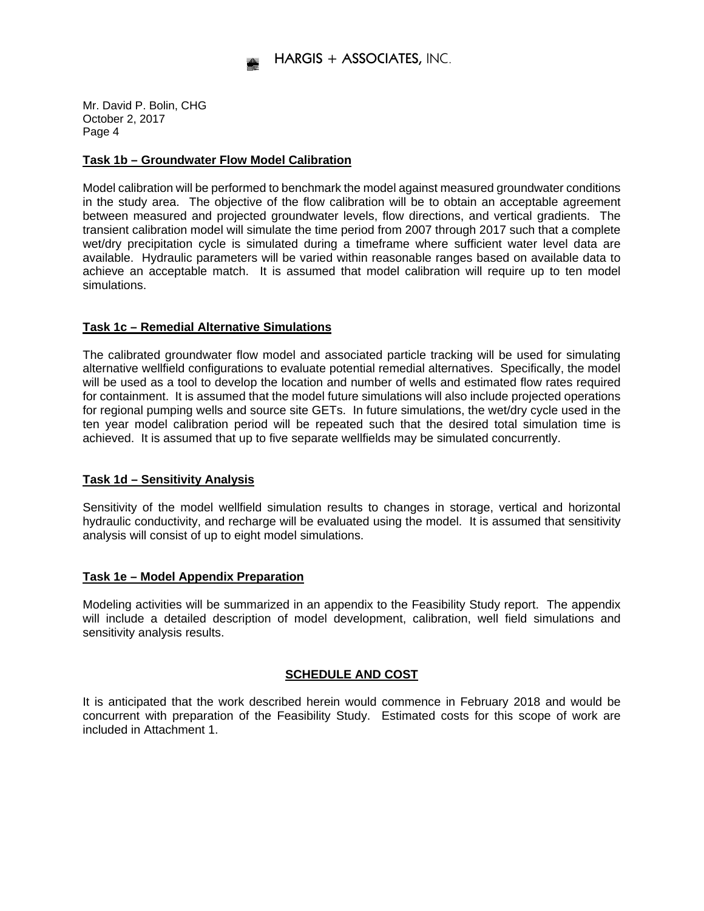Mr. David P. Bolin, CHG
October 2, 2017

### Task 1b – Groundwater Flow Model Calibration

Model calibration will be performed to benchmark the model against measured groundwater conditions in the study area. The objective of the flow calibration will be to obtain an acceptable agreement between measured and projected groundwater levels, flow directions, and vertical gradients. The transient calibration model will simulate the time period from 2007 through 2017 such that a complete wet/dry precipitation cycle is simulated during a timeframe where sufficient water level data are available. Hydraulic parameters will be varied within reasonable ranges based on available data to achieve an acceptable match. It is assumed that model calibration will require up to ten model simulations.

### Task 1c – Remedial Alternative Simulations

The calibrated groundwater flow model and associated particle tracking will be used for simulating alternative wellfield configurations to evaluate potential remedial alternatives. Specifically, the model will be used as a tool to develop the location and number of wells and estimated flow rates required for containment. It is assumed that the model future simulations will also include projected operations for regional pumping wells and source site GETs. In future simulations, the wet/dry cycle used in the ten year model calibration period will be repeated such that the desired total simulation time is achieved. It is assumed that up to five separate wellfields may be simulated concurrently.

### Task 1d – Sensitivity Analysis

Sensitivity of the model wellfield simulation results to changes in storage, vertical and horizontal hydraulic conductivity, and recharge will be evaluated using the model. It is assumed that sensitivity analysis will consist of up to eight model simulations.

### Task 1e – Model Appendix Preparation

Modeling activities will be summarized in an appendix to the Feasibility Study report. The appendix will include a detailed description of model development, calibration, well field simulations and sensitivity analysis results.

## SCHEDULE AND COST

It is anticipated that the work described herein would commence in February 2018 and would be concurrent with preparation of the Feasibility Study. Estimated costs for this scope of work are included in Attachment 1.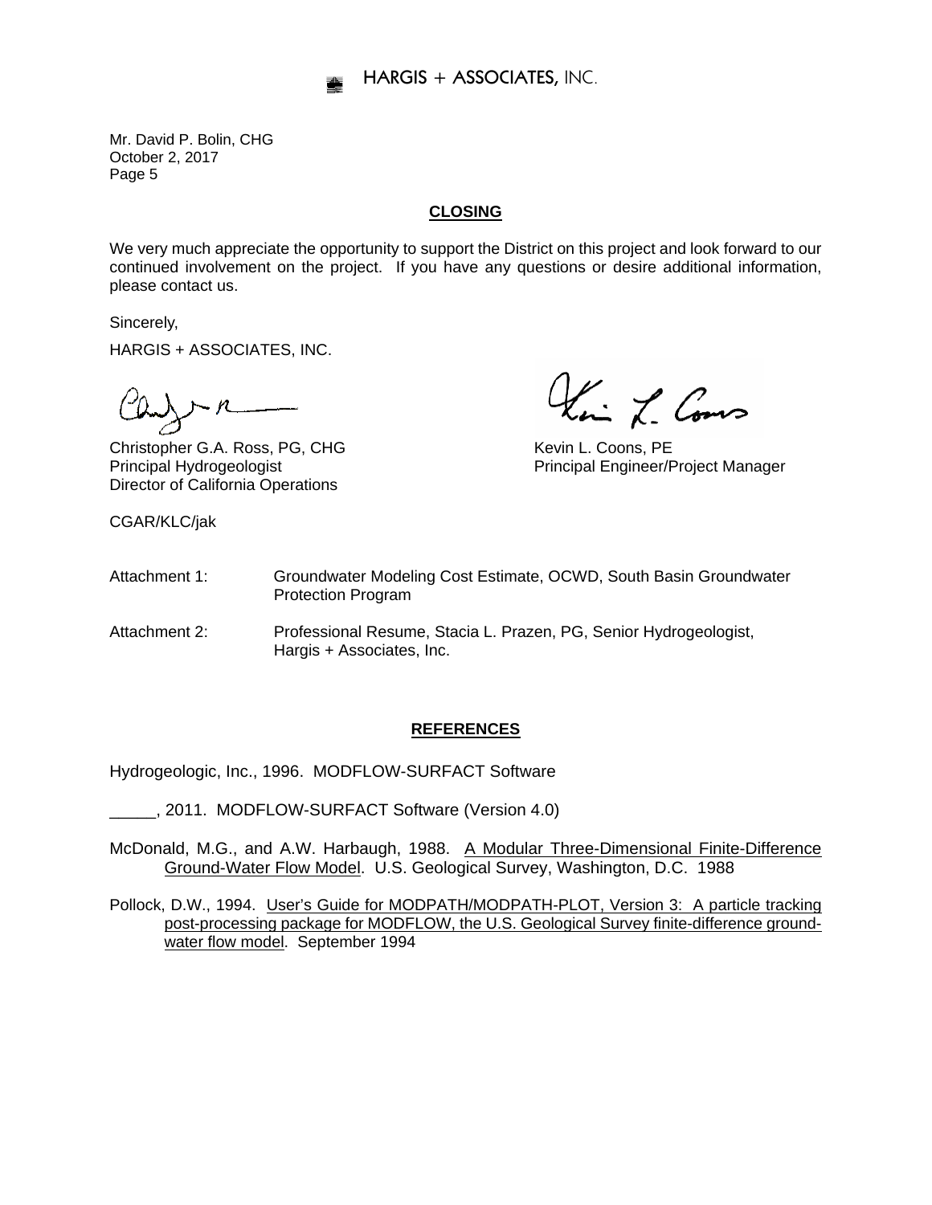Mr. David P. Bolin, CHG
October 2, 2017
Page 5

## CLOSING

We very much appreciate the opportunity to support the District on this project and look forward to our continued involvement on the project. If you have any questions or desire additional information, please contact us.

Sincerely,

HARGIS + ASSOCIATES, INC.

Christopher G.A. Ross, PG, CHG
Principal Hydrogeologist
Director of California Operations

Kevin L. Coons, PE
Principal Engineer/Project Manager

CGAR/KLC/jak

Attachment 1: Groundwater Modeling Cost Estimate, OCWD, South Basin Groundwater Protection Program

Attachment 2: Professional Resume, Stacia L. Prazen, PG, Senior Hydrogeologist, Hargis + Associates, Inc.

## REFERENCES

Hydrogeologic, Inc., 1996. MODFLOW-SURFACT Software

_____, 2011. MODFLOW-SURFACT Software (Version 4.0)

McDonald, M.G., and A.W. Harbaugh, 1988. A Modular Three-Dimensional Finite-Difference Ground-Water Flow Model. U.S. Geological Survey, Washington, D.C. 1988

Pollock, D.W., 1994. User's Guide for MODPATH/MODPATH-PLOT, Version 3: A particle tracking post-processing package for MODFLOW, the U.S. Geological Survey finite-difference ground-water flow model. September 1994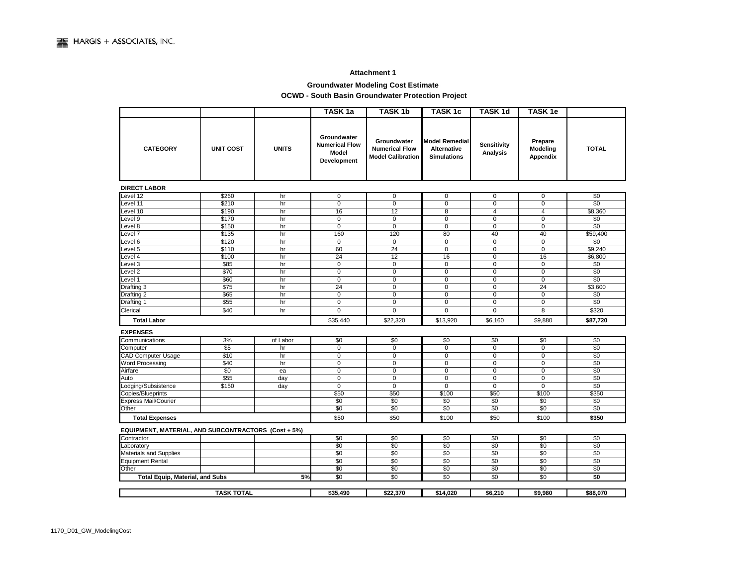HARGIS + ASSOCIATES, INC.

**Attachment 1**

**Groundwater Modeling Cost Estimate**

**OCWD - South Basin Groundwater Protection Project**

| CATEGORY | UNIT COST | UNITS | TASK 1a Groundwater Numerical Flow Model Development | TASK 1b Groundwater Numerical Flow Model Calibration | TASK 1c Model Remedial Alternative Simulations | TASK 1d Sensitivity Analysis | TASK 1e Prepare Modeling Appendix | TOTAL |
|---|---|---|---|---|---|---|---|---|
| **DIRECT LABOR** | | | | | | | | |
| Level 12 | $260 | hr | 0 | 0 | 0 | 0 | 0 | $0 |
| Level 11 | $210 | hr | 0 | 0 | 0 | 0 | 0 | $0 |
| Level 10 | $190 | hr | 16 | 12 | 8 | 4 | 4 | $8,360 |
| Level 9 | $170 | hr | 0 | 0 | 0 | 0 | 0 | $0 |
| Level 8 | $150 | hr | 0 | 0 | 0 | 0 | 0 | $0 |
| Level 7 | $135 | hr | 160 | 120 | 80 | 40 | 40 | $59,400 |
| Level 6 | $120 | hr | 0 | 0 | 0 | 0 | 0 | $0 |
| Level 5 | $110 | hr | 60 | 24 | 0 | 0 | 0 | $9,240 |
| Level 4 | $100 | hr | 24 | 12 | 16 | 0 | 16 | $6,800 |
| Level 3 | $85 | hr | 0 | 0 | 0 | 0 | 0 | $0 |
| Level 2 | $70 | hr | 0 | 0 | 0 | 0 | 0 | $0 |
| Level 1 | $60 | hr | 0 | 0 | 0 | 0 | 0 | $0 |
| Drafting 3 | $75 | hr | 24 | 0 | 0 | 0 | 24 | $3,600 |
| Drafting 2 | $65 | hr | 0 | 0 | 0 | 0 | 0 | $0 |
| Drafting 1 | $55 | hr | 0 | 0 | 0 | 0 | 0 | $0 |
| Clerical | $40 | hr | 0 | 0 | 0 | 0 | 8 | $320 |
| **Total Labor** | | | $35,440 | $22,320 | $13,920 | $6,160 | $9,880 | **$87,720** |
| **EXPENSES** | | | | | | | | |
| Communications | 3% | of Labor | $0 | $0 | $0 | $0 | $0 | $0 |
| Computer | $5 | hr | 0 | 0 | 0 | 0 | 0 | $0 |
| CAD Computer Usage | $10 | hr | 0 | 0 | 0 | 0 | 0 | $0 |
| Word Processing | $40 | hr | 0 | 0 | 0 | 0 | 0 | $0 |
| Airfare | $0 | ea | 0 | 0 | 0 | 0 | 0 | $0 |
| Auto | $55 | day | 0 | 0 | 0 | 0 | 0 | $0 |
| Lodging/Subsistence | $150 | day | 0 | 0 | 0 | 0 | 0 | $0 |
| Copies/Blueprints | | | $50 | $50 | $100 | $50 | $100 | $350 |
| Express Mail/Courier | | | $0 | $0 | $0 | $0 | $0 | $0 |
| Other | | | $0 | $0 | $0 | $0 | $0 | $0 |
| **Total Expenses** | | | $50 | $50 | $100 | $50 | $100 | **$350** |
| **EQUIPMENT, MATERIAL, AND SUBCONTRACTORS (Cost + 5%)** | | | | | | | | |
| Contractor | | | $0 | $0 | $0 | $0 | $0 | $0 |
| Laboratory | | | $0 | $0 | $0 | $0 | $0 | $0 |
| Materials and Supplies | | | $0 | $0 | $0 | $0 | $0 | $0 |
| Equipment Rental | | | $0 | $0 | $0 | $0 | $0 | $0 |
| Other | | | $0 | $0 | $0 | $0 | $0 | $0 |
| **Total Equip, Material, and Subs** | | 5% | $0 | $0 | $0 | $0 | $0 | **$0** |
| **TASK TOTAL** | | | **$35,490** | **$22,370** | **$14,020** | **$6,210** | **$9,980** | **$88,070** |

1170_D01_GW_ModelingCost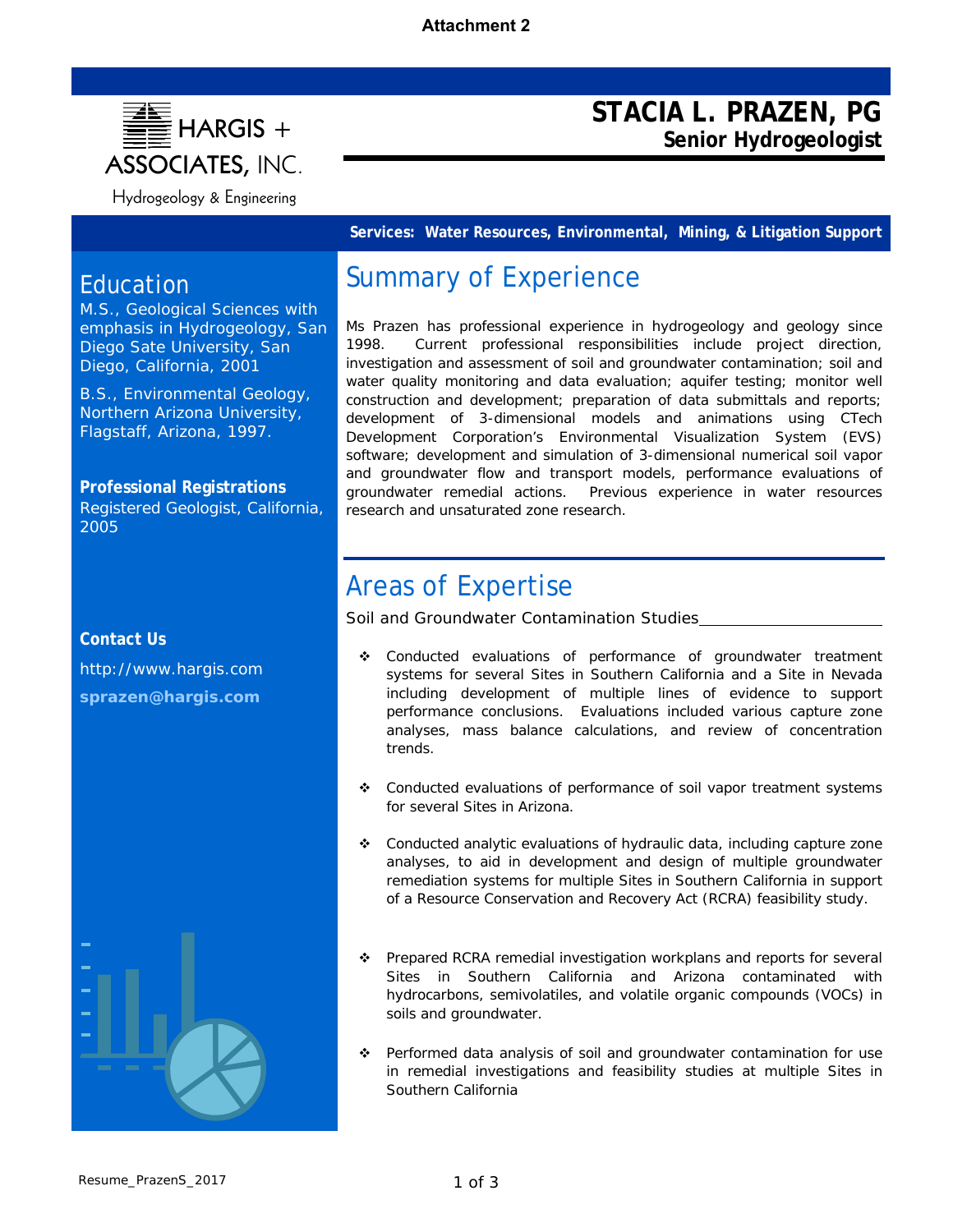**Attachment 2**

HARGIS + ASSOCIATES, INC.

Hydrogeology & Engineering

# STACIA L. PRAZEN, PG

**Senior Hydrogeologist**

**Services: Water Resources, Environmental, Mining, & Litigation Support**

## Education

M.S., Geological Sciences with emphasis in Hydrogeology, San Diego Sate University, San Diego, California, 2001

B.S., Environmental Geology, Northern Arizona University, Flagstaff, Arizona, 1997.

**Professional Registrations**

Registered Geologist, California, 2005

**Contact Us**

http://www.hargis.com

**sprazen@hargis.com**

## Summary of Experience

Ms Prazen has professional experience in hydrogeology and geology since 1998. Current professional responsibilities include project direction, investigation and assessment of soil and groundwater contamination; soil and water quality monitoring and data evaluation; aquifer testing; monitor well construction and development; preparation of data submittals and reports; development of 3-dimensional models and animations using CTech Development Corporation's Environmental Visualization System (EVS) software; development and simulation of 3-dimensional numerical soil vapor and groundwater flow and transport models, performance evaluations of groundwater remedial actions. Previous experience in water resources research and unsaturated zone research.

## Areas of Expertise

### Soil and Groundwater Contamination Studies

- Conducted evaluations of performance of groundwater treatment systems for several Sites in Southern California and a Site in Nevada including development of multiple lines of evidence to support performance conclusions. Evaluations included various capture zone analyses, mass balance calculations, and review of concentration trends.
- Conducted evaluations of performance of soil vapor treatment systems for several Sites in Arizona.
- Conducted analytic evaluations of hydraulic data, including capture zone analyses, to aid in development and design of multiple groundwater remediation systems for multiple Sites in Southern California in support of a Resource Conservation and Recovery Act (RCRA) feasibility study.
- Prepared RCRA remedial investigation workplans and reports for several Sites in Southern California and Arizona contaminated with hydrocarbons, semivolatiles, and volatile organic compounds (VOCs) in soils and groundwater.
- Performed data analysis of soil and groundwater contamination for use in remedial investigations and feasibility studies at multiple Sites in Southern California

Resume_PrazenS_2017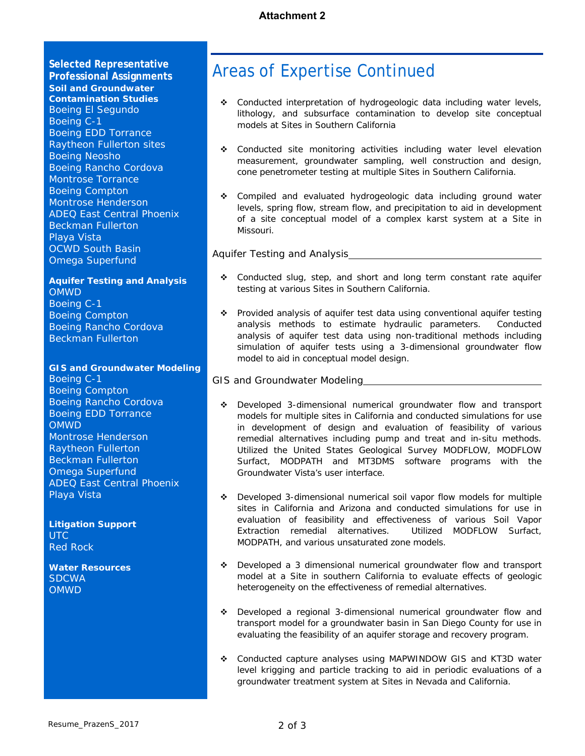**Attachment 2**

**Selected Representative Professional Assignments**

**Soil and Groundwater Contamination Studies**

Boeing El Segundo
Boeing C-1
Boeing EDD Torrance
Raytheon Fullerton sites
Boeing Neosho
Boeing Rancho Cordova
Montrose Torrance
Boeing Compton
Montrose Henderson
ADEQ East Central Phoenix
Beckman Fullerton
Playa Vista
OCWD South Basin
Omega Superfund

**Aquifer Testing and Analysis**

OMWD
Boeing C-1
Boeing Compton
Boeing Rancho Cordova
Beckman Fullerton

**GIS and Groundwater Modeling**

Boeing C-1
Boeing Compton
Boeing Rancho Cordova
Boeing EDD Torrance
OMWD
Montrose Henderson
Raytheon Fullerton
Beckman Fullerton
Omega Superfund
ADEQ East Central Phoenix
Playa Vista

**Litigation Support**

UTC
Red Rock

**Water Resources**

SDCWA
OMWD

# Areas of Expertise Continued

- Conducted interpretation of hydrogeologic data including water levels, lithology, and subsurface contamination to develop site conceptual models at Sites in Southern California

- Conducted site monitoring activities including water level elevation measurement, groundwater sampling, well construction and design, cone penetrometer testing at multiple Sites in Southern California.

- Compiled and evaluated hydrogeologic data including ground water levels, spring flow, stream flow, and precipitation to aid in development of a site conceptual model of a complex karst system at a Site in Missouri.

## Aquifer Testing and Analysis

- Conducted slug, step, and short and long term constant rate aquifer testing at various Sites in Southern California.

- Provided analysis of aquifer test data using conventional aquifer testing analysis methods to estimate hydraulic parameters. Conducted analysis of aquifer test data using non-traditional methods including simulation of aquifer tests using a 3-dimensional groundwater flow model to aid in conceptual model design.

## GIS and Groundwater Modeling

- Developed 3-dimensional numerical groundwater flow and transport models for multiple sites in California and conducted simulations for use in development of design and evaluation of feasibility of various remedial alternatives including pump and treat and in-situ methods. Utilized the United States Geological Survey MODFLOW, MODFLOW Surfact, MODPATH and MT3DMS software programs with the Groundwater Vista's user interface.

- Developed 3-dimensional numerical soil vapor flow models for multiple sites in California and Arizona and conducted simulations for use in evaluation of feasibility and effectiveness of various Soil Vapor Extraction remedial alternatives. Utilized MODFLOW Surfact, MODPATH, and various unsaturated zone models.

- Developed a 3 dimensional numerical groundwater flow and transport model at a Site in southern California to evaluate effects of geologic heterogeneity on the effectiveness of remedial alternatives.

- Developed a regional 3-dimensional numerical groundwater flow and transport model for a groundwater basin in San Diego County for use in evaluating the feasibility of an aquifer storage and recovery program.

- Conducted capture analyses using MAPWINDOW GIS and KT3D water level kriging and particle tracking to aid in periodic evaluations of a groundwater treatment system at Sites in Nevada and California.

Resume_PrazenS_2017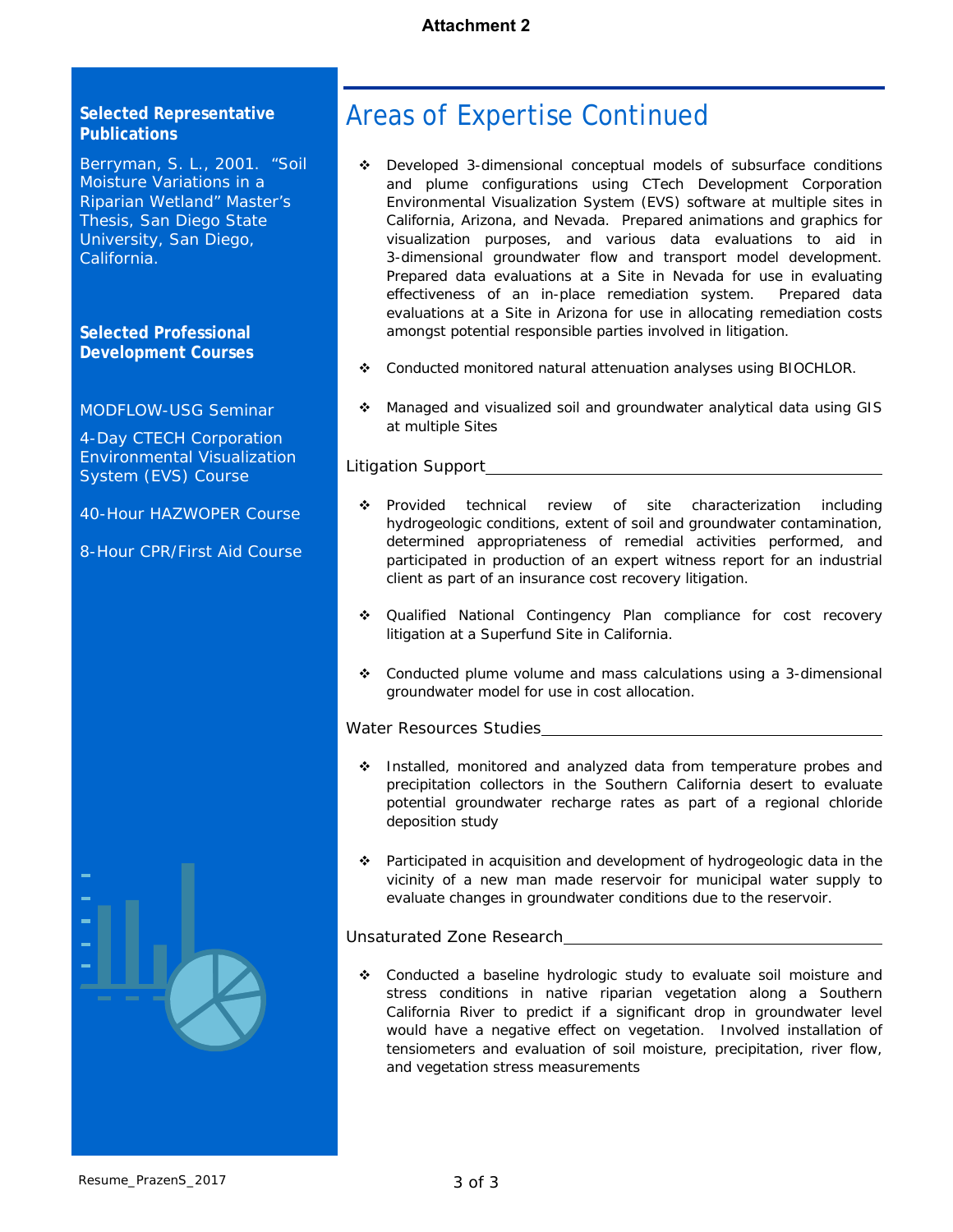Attachment 2

**Selected Representative Publications**

Berryman, S. L., 2001. "Soil Moisture Variations in a Riparian Wetland" Master's Thesis, San Diego State University, San Diego, California.

**Selected Professional Development Courses**

MODFLOW-USG Seminar

4-Day CTECH Corporation Environmental Visualization System (EVS) Course

40-Hour HAZWOPER Course

8-Hour CPR/First Aid Course

# Areas of Expertise Continued

- Developed 3-dimensional conceptual models of subsurface conditions and plume configurations using CTech Development Corporation Environmental Visualization System (EVS) software at multiple sites in California, Arizona, and Nevada. Prepared animations and graphics for visualization purposes, and various data evaluations to aid in 3-dimensional groundwater flow and transport model development. Prepared data evaluations at a Site in Nevada for use in evaluating effectiveness of an in-place remediation system. Prepared data evaluations at a Site in Arizona for use in allocating remediation costs amongst potential responsible parties involved in litigation.
- Conducted monitored natural attenuation analyses using BIOCHLOR.
- Managed and visualized soil and groundwater analytical data using GIS at multiple Sites

## Litigation Support

- Provided technical review of site characterization including hydrogeologic conditions, extent of soil and groundwater contamination, determined appropriateness of remedial activities performed, and participated in production of an expert witness report for an industrial client as part of an insurance cost recovery litigation.
- Qualified National Contingency Plan compliance for cost recovery litigation at a Superfund Site in California.
- Conducted plume volume and mass calculations using a 3-dimensional groundwater model for use in cost allocation.

## Water Resources Studies

- Installed, monitored and analyzed data from temperature probes and precipitation collectors in the Southern California desert to evaluate potential groundwater recharge rates as part of a regional chloride deposition study
- Participated in acquisition and development of hydrogeologic data in the vicinity of a new man made reservoir for municipal water supply to evaluate changes in groundwater conditions due to the reservoir.

## Unsaturated Zone Research

- Conducted a baseline hydrologic study to evaluate soil moisture and stress conditions in native riparian vegetation along a Southern California River to predict if a significant drop in groundwater level would have a negative effect on vegetation. Involved installation of tensiometers and evaluation of soil moisture, precipitation, river flow, and vegetation stress measurements

Resume_PrazenS_2017